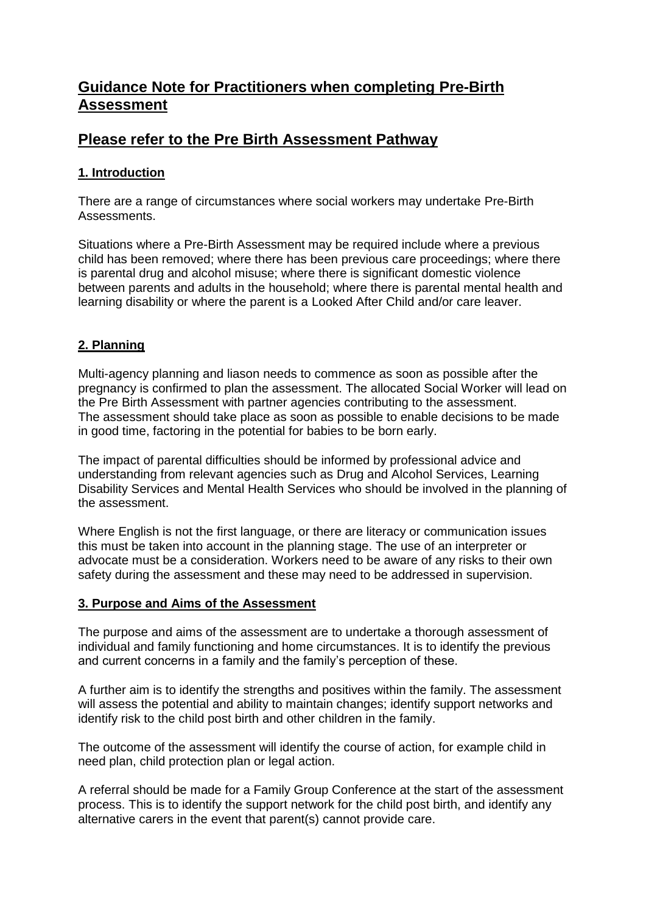# Guidance Note for Practitioners when completing Pre-Birth Assessment

# Please refer to the Pre Birth Assessment Pathway

## 1. Introduction

There are a range of circumstances where social workers may undertake Pre-Birth Assessments.

Situations where a Pre-Birth Assessment may be required include where a previous child has been removed; where there has been previous care proceedings; where there is parental drug and alcohol misuse; where there is significant domestic violence between parents and adults in the household; where there is parental mental health and learning disability or where the parent is a Looked After Child and/or care leaver.

## 2. Planning

Multi-agency planning and liason needs to commence as soon as possible after the pregnancy is confirmed to plan the assessment. The allocated Social Worker will lead on the Pre Birth Assessment with partner agencies contributing to the assessment. The assessment should take place as soon as possible to enable decisions to be made in good time, factoring in the potential for babies to be born early.

The impact of parental difficulties should be informed by professional advice and understanding from relevant agencies such as Drug and Alcohol Services, Learning Disability Services and Mental Health Services who should be involved in the planning of the assessment.

Where English is not the first language, or there are literacy or communication issues this must be taken into account in the planning stage. The use of an interpreter or advocate must be a consideration. Workers need to be aware of any risks to their own safety during the assessment and these may need to be addressed in supervision.

## 3. Purpose and Aims of the Assessment

The purpose and aims of the assessment are to undertake a thorough assessment of individual and family functioning and home circumstances. It is to identify the previous and current concerns in a family and the family's perception of these.

A further aim is to identify the strengths and positives within the family. The assessment will assess the potential and ability to maintain changes; identify support networks and identify risk to the child post birth and other children in the family.

The outcome of the assessment will identify the course of action, for example child in need plan, child protection plan or legal action.

A referral should be made for a Family Group Conference at the start of the assessment process. This is to identify the support network for the child post birth, and identify any alternative carers in the event that parent(s) cannot provide care.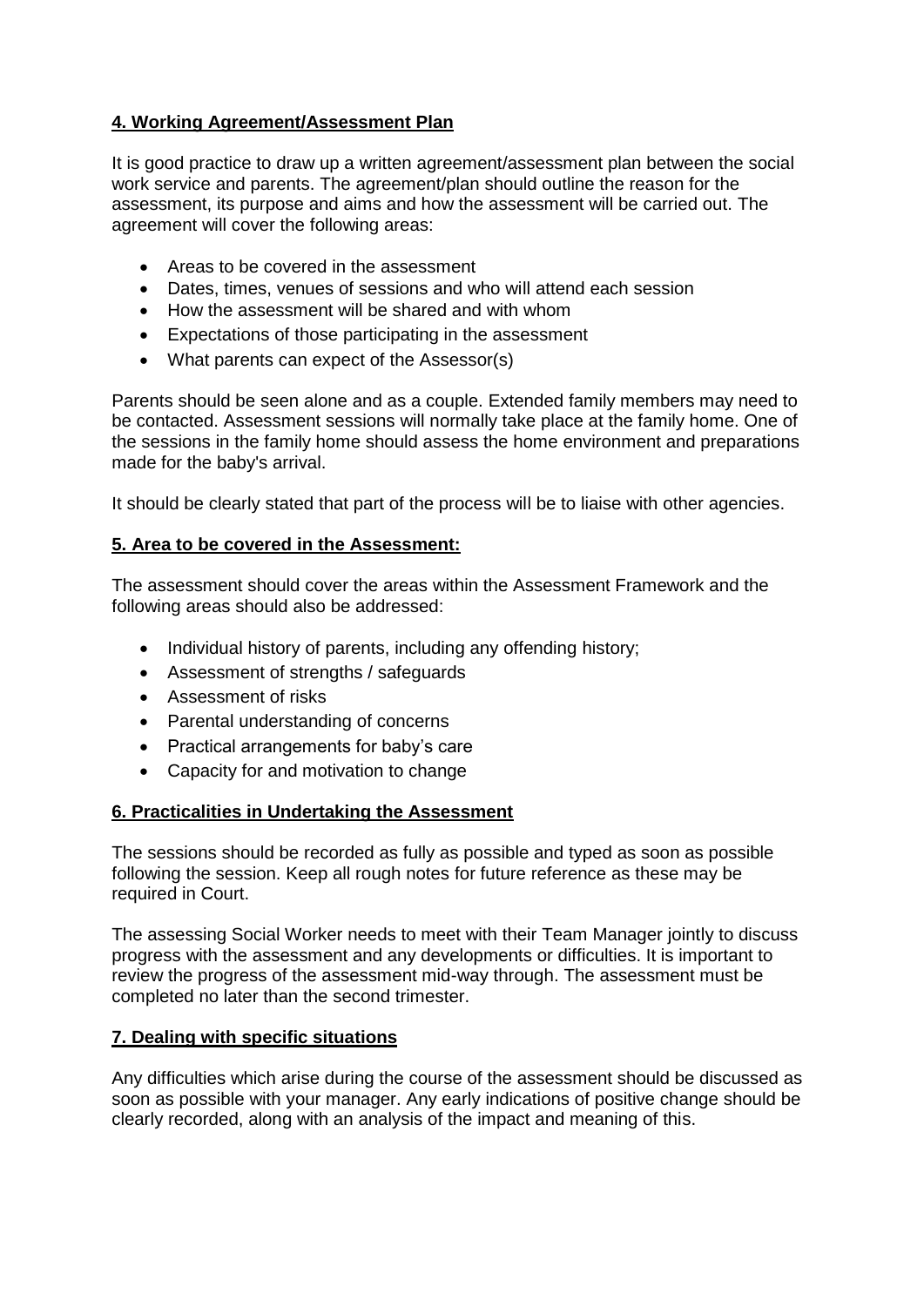## 4. Working Agreement/Assessment Plan

It is good practice to draw up a written agreement/assessment plan between the social work service and parents. The agreement/plan should outline the reason for the assessment, its purpose and aims and how the assessment will be carried out. The agreement will cover the following areas:

- Areas to be covered in the assessment
- Dates, times, venues of sessions and who will attend each session
- How the assessment will be shared and with whom
- Expectations of those participating in the assessment
- What parents can expect of the Assessor(s)

Parents should be seen alone and as a couple. Extended family members may need to be contacted. Assessment sessions will normally take place at the family home. One of the sessions in the family home should assess the home environment and preparations made for the baby's arrival.

It should be clearly stated that part of the process will be to liaise with other agencies.

## 5. Area to be covered in the Assessment:

The assessment should cover the areas within the Assessment Framework and the following areas should also be addressed:

- Individual history of parents, including any offending history;
- Assessment of strengths / safeguards
- Assessment of risks
- Parental understanding of concerns
- Practical arrangements for baby's care
- Capacity for and motivation to change

## 6. Practicalities in Undertaking the Assessment

The sessions should be recorded as fully as possible and typed as soon as possible following the session. Keep all rough notes for future reference as these may be required in Court.

The assessing Social Worker needs to meet with their Team Manager jointly to discuss progress with the assessment and any developments or difficulties. It is important to review the progress of the assessment mid-way through. The assessment must be completed no later than the second trimester.

## 7. Dealing with specific situations

Any difficulties which arise during the course of the assessment should be discussed as soon as possible with your manager. Any early indications of positive change should be clearly recorded, along with an analysis of the impact and meaning of this.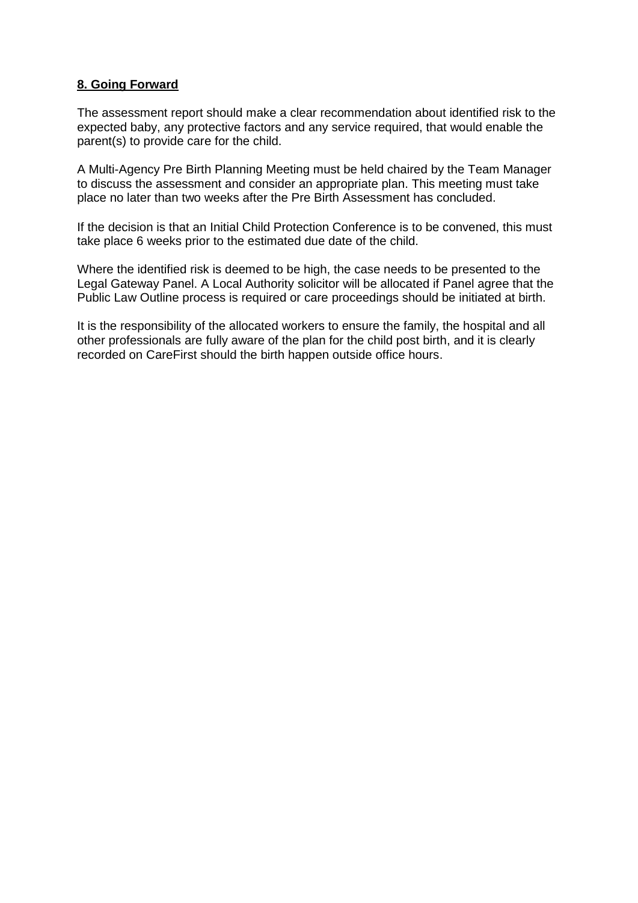## **8. Going Forward**

The assessment report should make a clear recommendation about identified risk to the expected baby, any protective factors and any service required, that would enable the parent(s) to provide care for the child.

A Multi-Agency Pre Birth Planning Meeting must be held chaired by the Team Manager to discuss the assessment and consider an appropriate plan. This meeting must take place no later than two weeks after the Pre Birth Assessment has concluded.

If the decision is that an Initial Child Protection Conference is to be convened, this must take place 6 weeks prior to the estimated due date of the child.

Where the identified risk is deemed to be high, the case needs to be presented to the Legal Gateway Panel. A Local Authority solicitor will be allocated if Panel agree that the Public Law Outline process is required or care proceedings should be initiated at birth.

It is the responsibility of the allocated workers to ensure the family, the hospital and all other professionals are fully aware of the plan for the child post birth, and it is clearly recorded on CareFirst should the birth happen outside office hours.